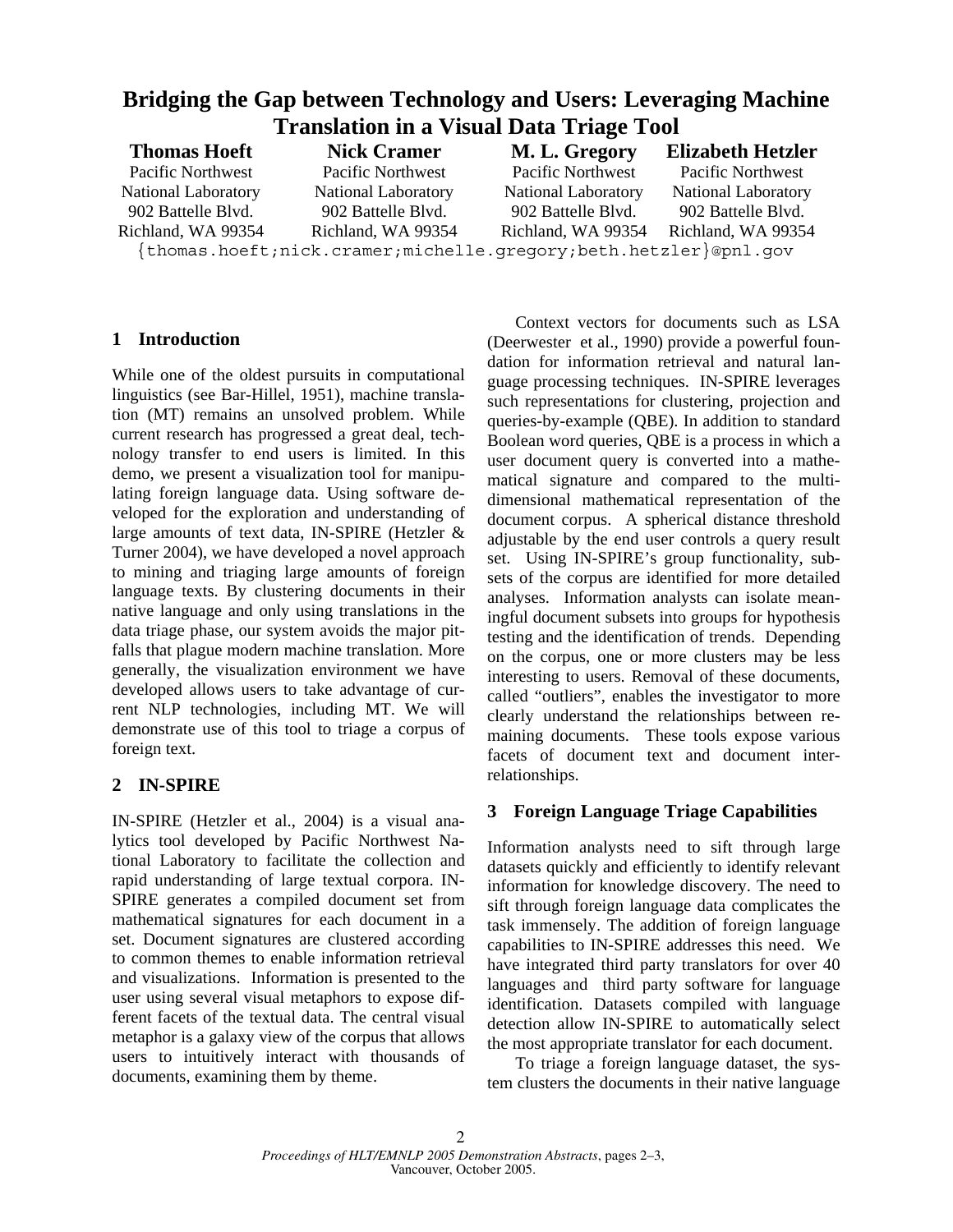# Bridging the Gap between Technology and Users: Leveraging Machine Translation in a Visual Data Triage Tool

**Thomas Hoeft**
Pacific Northwest National Laboratory
902 Battelle Blvd.
Richland, WA 99354

**Nick Cramer**
Pacific Northwest National Laboratory
902 Battelle Blvd.
Richland, WA 99354

**M. L. Gregory**
Pacific Northwest National Laboratory
902 Battelle Blvd.
Richland, WA 99354

**Elizabeth Hetzler**
Pacific Northwest National Laboratory
902 Battelle Blvd.
Richland, WA 99354

{thomas.hoeft;nick.cramer;michelle.gregory;beth.hetzler}@pnl.gov

## 1 Introduction

While one of the oldest pursuits in computational linguistics (see Bar-Hillel, 1951), machine translation (MT) remains an unsolved problem. While current research has progressed a great deal, technology transfer to end users is limited. In this demo, we present a visualization tool for manipulating foreign language data. Using software developed for the exploration and understanding of large amounts of text data, IN-SPIRE (Hetzler & Turner 2004), we have developed a novel approach to mining and triaging large amounts of foreign language texts. By clustering documents in their native language and only using translations in the data triage phase, our system avoids the major pitfalls that plague modern machine translation. More generally, the visualization environment we have developed allows users to take advantage of current NLP technologies, including MT. We will demonstrate use of this tool to triage a corpus of foreign text.

## 2 IN-SPIRE

IN-SPIRE (Hetzler et al., 2004) is a visual analytics tool developed by Pacific Northwest National Laboratory to facilitate the collection and rapid understanding of large textual corpora. IN-SPIRE generates a compiled document set from mathematical signatures for each document in a set. Document signatures are clustered according to common themes to enable information retrieval and visualizations. Information is presented to the user using several visual metaphors to expose different facets of the textual data. The central visual metaphor is a galaxy view of the corpus that allows users to intuitively interact with thousands of documents, examining them by theme.

Context vectors for documents such as LSA (Deerwester et al., 1990) provide a powerful foundation for information retrieval and natural language processing techniques. IN-SPIRE leverages such representations for clustering, projection and queries-by-example (QBE). In addition to standard Boolean word queries, QBE is a process in which a user document query is converted into a mathematical signature and compared to the multi-dimensional mathematical representation of the document corpus. A spherical distance threshold adjustable by the end user controls a query result set. Using IN-SPIRE's group functionality, subsets of the corpus are identified for more detailed analyses. Information analysts can isolate meaningful document subsets into groups for hypothesis testing and the identification of trends. Depending on the corpus, one or more clusters may be less interesting to users. Removal of these documents, called "outliers", enables the investigator to more clearly understand the relationships between remaining documents. These tools expose various facets of document text and document interrelationships.

## 3 Foreign Language Triage Capabilities

Information analysts need to sift through large datasets quickly and efficiently to identify relevant information for knowledge discovery. The need to sift through foreign language data complicates the task immensely. The addition of foreign language capabilities to IN-SPIRE addresses this need. We have integrated third party translators for over 40 languages and third party software for language identification. Datasets compiled with language detection allow IN-SPIRE to automatically select the most appropriate translator for each document.

To triage a foreign language dataset, the system clusters the documents in their native language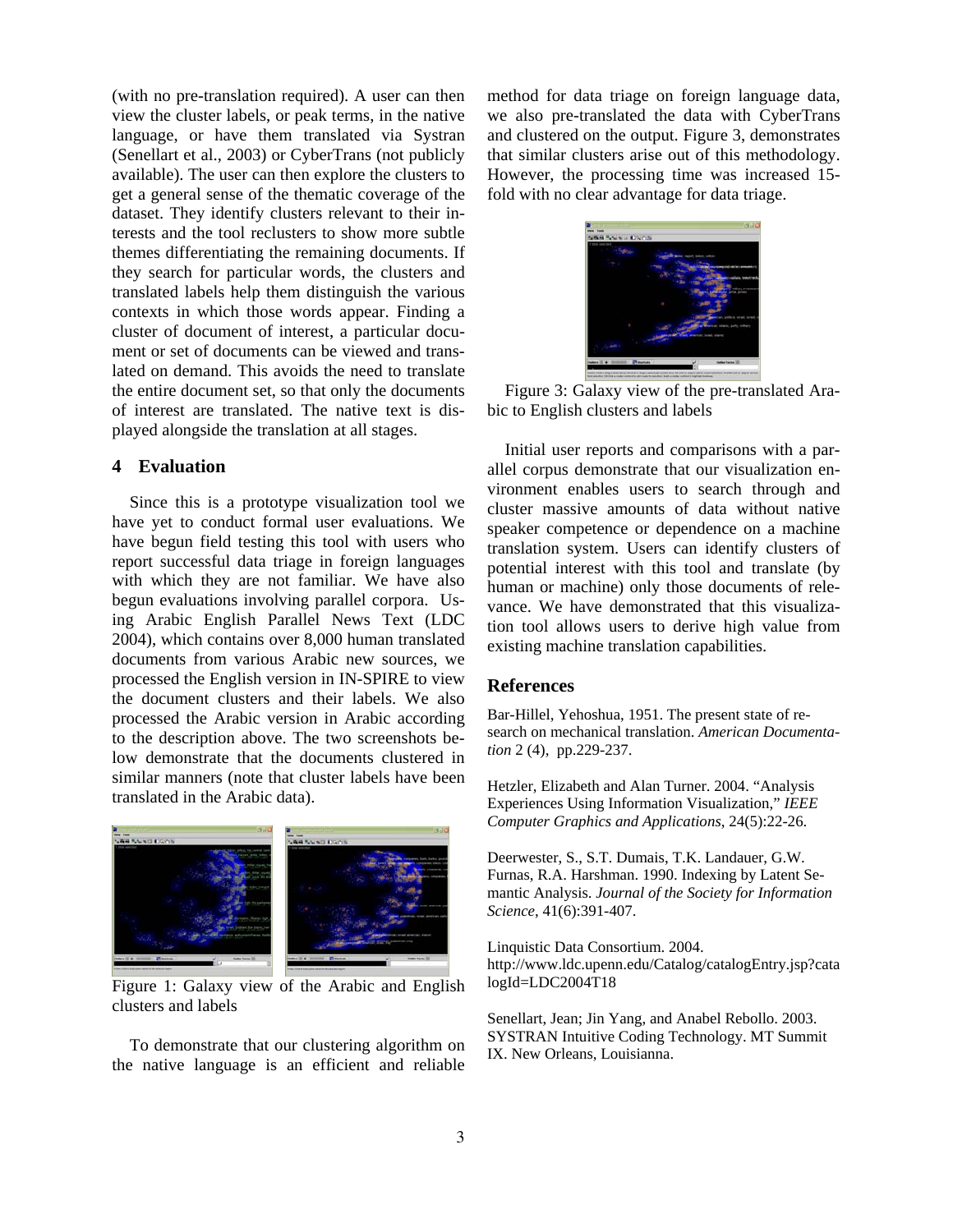(with no pre-translation required). A user can then view the cluster labels, or peak terms, in the native language, or have them translated via Systran (Senellart et al., 2003) or CyberTrans (not publicly available). The user can then explore the clusters to get a general sense of the thematic coverage of the dataset. They identify clusters relevant to their interests and the tool reclusters to show more subtle themes differentiating the remaining documents. If they search for particular words, the clusters and translated labels help them distinguish the various contexts in which those words appear. Finding a cluster of document of interest, a particular document or set of documents can be viewed and translated on demand. This avoids the need to translate the entire document set, so that only the documents of interest are translated. The native text is displayed alongside the translation at all stages.

## 4 Evaluation

Since this is a prototype visualization tool we have yet to conduct formal user evaluations. We have begun field testing this tool with users who report successful data triage in foreign languages with which they are not familiar. We have also begun evaluations involving parallel corpora. Using Arabic English Parallel News Text (LDC 2004), which contains over 8,000 human translated documents from various Arabic new sources, we processed the English version in IN-SPIRE to view the document clusters and their labels. We also processed the Arabic version in Arabic according to the description above. The two screenshots below demonstrate that the documents clustered in similar manners (note that cluster labels have been translated in the Arabic data).

Figure 1: Galaxy view of the Arabic and English clusters and labels

To demonstrate that our clustering algorithm on the native language is an efficient and reliable method for data triage on foreign language data, we also pre-translated the data with CyberTrans and clustered on the output. Figure 3, demonstrates that similar clusters arise out of this methodology. However, the processing time was increased 15-fold with no clear advantage for data triage.

Figure 3: Galaxy view of the pre-translated Arabic to English clusters and labels

Initial user reports and comparisons with a parallel corpus demonstrate that our visualization environment enables users to search through and cluster massive amounts of data without native speaker competence or dependence on a machine translation system. Users can identify clusters of potential interest with this tool and translate (by human or machine) only those documents of relevance. We have demonstrated that this visualization tool allows users to derive high value from existing machine translation capabilities.

## References

Bar-Hillel, Yehoshua, 1951. The present state of research on mechanical translation. *American Documentation* 2 (4), pp.229-237.

Hetzler, Elizabeth and Alan Turner. 2004. "Analysis Experiences Using Information Visualization," *IEEE Computer Graphics and Applications*, 24(5):22-26.

Deerwester, S., S.T. Dumais, T.K. Landauer, G.W. Furnas, R.A. Harshman. 1990. Indexing by Latent Semantic Analysis. *Journal of the Society for Information Science*, 41(6):391-407.

Linquistic Data Consortium. 2004. http://www.ldc.upenn.edu/Catalog/catalogEntry.jsp?catalogId=LDC2004T18

Senellart, Jean; Jin Yang, and Anabel Rebollo. 2003. SYSTRAN Intuitive Coding Technology. MT Summit IX. New Orleans, Louisianna.